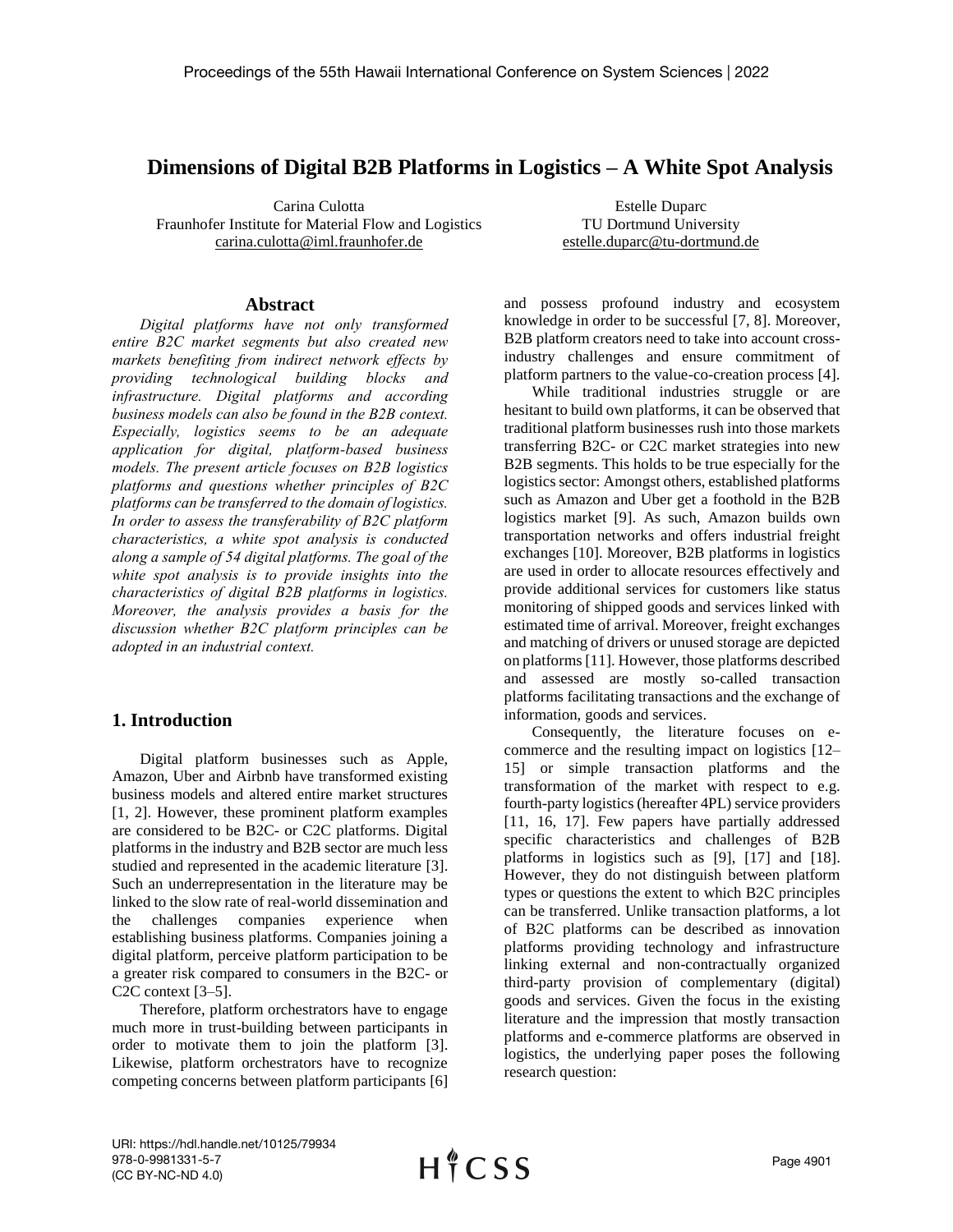# Dimensions of Digital B2B Platforms in Logistics – A White Spot Analysis

Carina Culotta
Fraunhofer Institute for Material Flow and Logistics
carina.culotta@iml.fraunhofer.de

Estelle Duparc
TU Dortmund University
estelle.duparc@tu-dortmund.de

## Abstract

*Digital platforms have not only transformed entire B2C market segments but also created new markets benefiting from indirect network effects by providing technological building blocks and infrastructure. Digital platforms and according business models can also be found in the B2B context. Especially, logistics seems to be an adequate application for digital, platform-based business models. The present article focuses on B2B logistics platforms and questions whether principles of B2C platforms can be transferred to the domain of logistics. In order to assess the transferability of B2C platform characteristics, a white spot analysis is conducted along a sample of 54 digital platforms. The goal of the white spot analysis is to provide insights into the characteristics of digital B2B platforms in logistics. Moreover, the analysis provides a basis for the discussion whether B2C platform principles can be adopted in an industrial context.*

## 1. Introduction

Digital platform businesses such as Apple, Amazon, Uber and Airbnb have transformed existing business models and altered entire market structures [1, 2]. However, these prominent platform examples are considered to be B2C- or C2C platforms. Digital platforms in the industry and B2B sector are much less studied and represented in the academic literature [3]. Such an underrepresentation in the literature may be linked to the slow rate of real-world dissemination and the challenges companies experience when establishing business platforms. Companies joining a digital platform, perceive platform participation to be a greater risk compared to consumers in the B2C- or C2C context [3–5].

Therefore, platform orchestrators have to engage much more in trust-building between participants in order to motivate them to join the platform [3]. Likewise, platform orchestrators have to recognize competing concerns between platform participants [6] and possess profound industry and ecosystem knowledge in order to be successful [7, 8]. Moreover, B2B platform creators need to take into account cross-industry challenges and ensure commitment of platform partners to the value-co-creation process [4].

While traditional industries struggle or are hesitant to build own platforms, it can be observed that traditional platform businesses rush into those markets transferring B2C- or C2C market strategies into new B2B segments. This holds to be true especially for the logistics sector: Amongst others, established platforms such as Amazon and Uber get a foothold in the B2B logistics market [9]. As such, Amazon builds own transportation networks and offers industrial freight exchanges [10]. Moreover, B2B platforms in logistics are used in order to allocate resources effectively and provide additional services for customers like status monitoring of shipped goods and services linked with estimated time of arrival. Moreover, freight exchanges and matching of drivers or unused storage are depicted on platforms [11]. However, those platforms described and assessed are mostly so-called transaction platforms facilitating transactions and the exchange of information, goods and services.

Consequently, the literature focuses on e-commerce and the resulting impact on logistics [12–15] or simple transaction platforms and the transformation of the market with respect to e.g. fourth-party logistics (hereafter 4PL) service providers [11, 16, 17]. Few papers have partially addressed specific characteristics and challenges of B2B platforms in logistics such as [9], [17] and [18]. However, they do not distinguish between platform types or questions the extent to which B2C principles can be transferred. Unlike transaction platforms, a lot of B2C platforms can be described as innovation platforms providing technology and infrastructure linking external and non-contractually organized third-party provision of complementary (digital) goods and services. Given the focus in the existing literature and the impression that mostly transaction platforms and e-commerce platforms are observed in logistics, the underlying paper poses the following research question: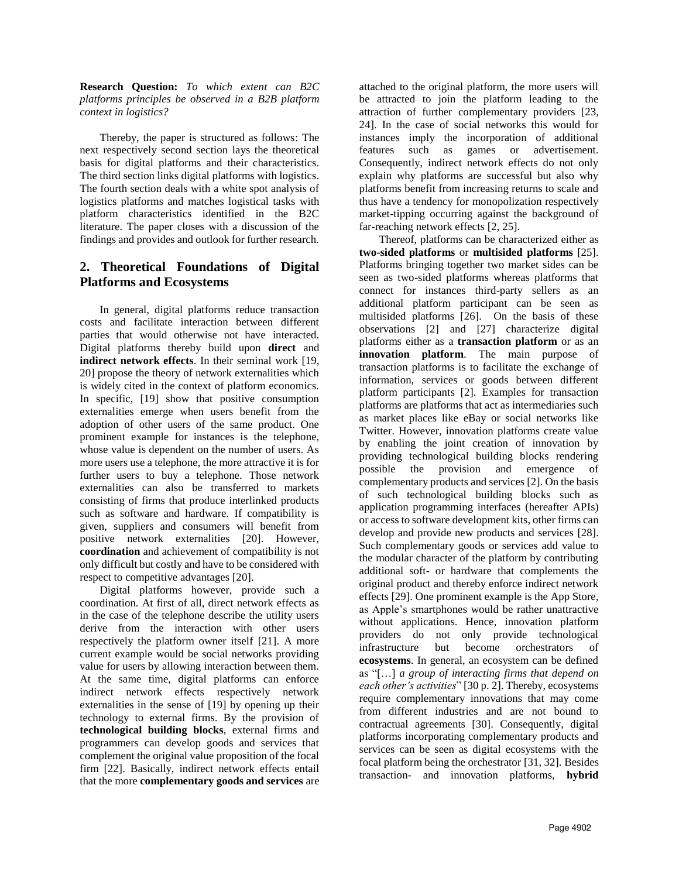**Research Question:** *To which extent can B2C platforms principles be observed in a B2B platform context in logistics?*

Thereby, the paper is structured as follows: The next respectively second section lays the theoretical basis for digital platforms and their characteristics. The third section links digital platforms with logistics. The fourth section deals with a white spot analysis of logistics platforms and matches logistical tasks with platform characteristics identified in the B2C literature. The paper closes with a discussion of the findings and provides and outlook for further research.

## 2. Theoretical Foundations of Digital Platforms and Ecosystems

In general, digital platforms reduce transaction costs and facilitate interaction between different parties that would otherwise not have interacted. Digital platforms thereby build upon **direct** and **indirect network effects**. In their seminal work [19, 20] propose the theory of network externalities which is widely cited in the context of platform economics. In specific, [19] show that positive consumption externalities emerge when users benefit from the adoption of other users of the same product. One prominent example for instances is the telephone, whose value is dependent on the number of users. As more users use a telephone, the more attractive it is for further users to buy a telephone. Those network externalities can also be transferred to markets consisting of firms that produce interlinked products such as software and hardware. If compatibility is given, suppliers and consumers will benefit from positive network externalities [20]. However, **coordination** and achievement of compatibility is not only difficult but costly and have to be considered with respect to competitive advantages [20].

Digital platforms however, provide such a coordination. At first of all, direct network effects as in the case of the telephone describe the utility users derive from the interaction with other users respectively the platform owner itself [21]. A more current example would be social networks providing value for users by allowing interaction between them. At the same time, digital platforms can enforce indirect network effects respectively network externalities in the sense of [19] by opening up their technology to external firms. By the provision of **technological building blocks**, external firms and programmers can develop goods and services that complement the original value proposition of the focal firm [22]. Basically, indirect network effects entail that the more **complementary goods and services** are attached to the original platform, the more users will be attracted to join the platform leading to the attraction of further complementary providers [23, 24]. In the case of social networks this would for instances imply the incorporation of additional features such as games or advertisement. Consequently, indirect network effects do not only explain why platforms are successful but also why platforms benefit from increasing returns to scale and thus have a tendency for monopolization respectively market-tipping occurring against the background of far-reaching network effects [2, 25].

Thereof, platforms can be characterized either as **two-sided platforms** or **multisided platforms** [25]. Platforms bringing together two market sides can be seen as two-sided platforms whereas platforms that connect for instances third-party sellers as an additional platform participant can be seen as multisided platforms [26]. On the basis of these observations [2] and [27] characterize digital platforms either as a **transaction platform** or as an **innovation platform**. The main purpose of transaction platforms is to facilitate the exchange of information, services or goods between different platform participants [2]. Examples for transaction platforms are platforms that act as intermediaries such as market places like eBay or social networks like Twitter. However, innovation platforms create value by enabling the joint creation of innovation by providing technological building blocks rendering possible the provision and emergence of complementary products and services [2]. On the basis of such technological building blocks such as application programming interfaces (hereafter APIs) or access to software development kits, other firms can develop and provide new products and services [28]. Such complementary goods or services add value to the modular character of the platform by contributing additional soft- or hardware that complements the original product and thereby enforce indirect network effects [29]. One prominent example is the App Store, as Apple's smartphones would be rather unattractive without applications. Hence, innovation platform providers do not only provide technological infrastructure but become orchestrators of **ecosystems**. In general, an ecosystem can be defined as "[…] *a group of interacting firms that depend on each other's activities*" [30 p. 2]. Thereby, ecosystems require complementary innovations that may come from different industries and are not bound to contractual agreements [30]. Consequently, digital platforms incorporating complementary products and services can be seen as digital ecosystems with the focal platform being the orchestrator [31, 32]. Besides transaction- and innovation platforms, **hybrid**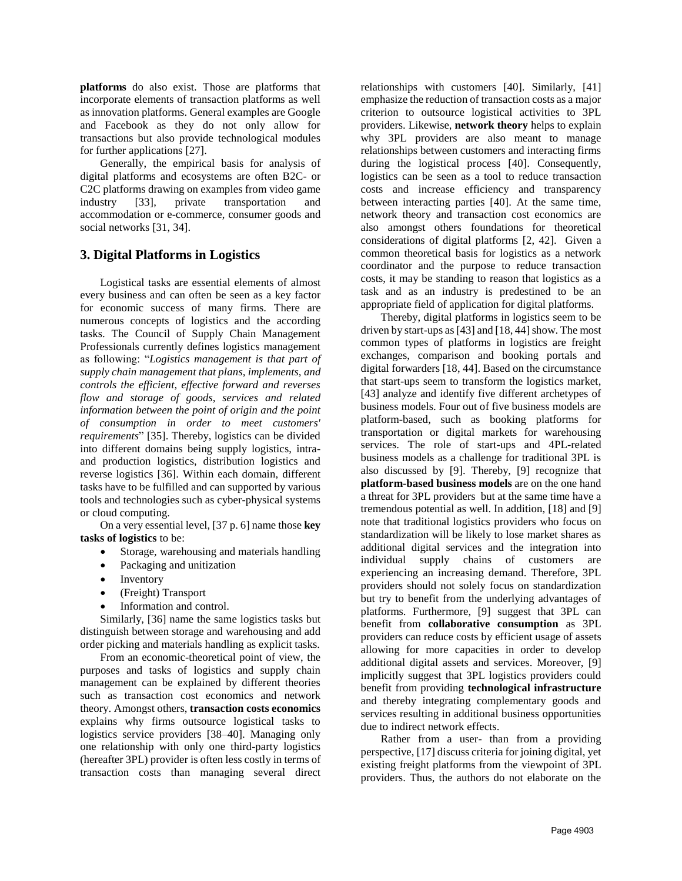**platforms** do also exist. Those are platforms that incorporate elements of transaction platforms as well as innovation platforms. General examples are Google and Facebook as they do not only allow for transactions but also provide technological modules for further applications [27].

Generally, the empirical basis for analysis of digital platforms and ecosystems are often B2C- or C2C platforms drawing on examples from video game industry [33], private transportation and accommodation or e-commerce, consumer goods and social networks [31, 34].

## 3. Digital Platforms in Logistics

Logistical tasks are essential elements of almost every business and can often be seen as a key factor for economic success of many firms. There are numerous concepts of logistics and the according tasks. The Council of Supply Chain Management Professionals currently defines logistics management as following: "*Logistics management is that part of supply chain management that plans, implements, and controls the efficient, effective forward and reverses flow and storage of goods, services and related information between the point of origin and the point of consumption in order to meet customers' requirements*" [35]. Thereby, logistics can be divided into different domains being supply logistics, intra- and production logistics, distribution logistics and reverse logistics [36]. Within each domain, different tasks have to be fulfilled and can supported by various tools and technologies such as cyber-physical systems or cloud computing.

On a very essential level, [37 p. 6] name those **key tasks of logistics** to be:

- Storage, warehousing and materials handling
- Packaging and unitization
- Inventory
- (Freight) Transport
- Information and control.

Similarly, [36] name the same logistics tasks but distinguish between storage and warehousing and add order picking and materials handling as explicit tasks.

From an economic-theoretical point of view, the purposes and tasks of logistics and supply chain management can be explained by different theories such as transaction cost economics and network theory. Amongst others, **transaction costs economics** explains why firms outsource logistical tasks to logistics service providers [38–40]. Managing only one relationship with only one third-party logistics (hereafter 3PL) provider is often less costly in terms of transaction costs than managing several direct relationships with customers [40]. Similarly, [41] emphasize the reduction of transaction costs as a major criterion to outsource logistical activities to 3PL providers. Likewise, **network theory** helps to explain why 3PL providers are also meant to manage relationships between customers and interacting firms during the logistical process [40]. Consequently, logistics can be seen as a tool to reduce transaction costs and increase efficiency and transparency between interacting parties [40]. At the same time, network theory and transaction cost economics are also amongst others foundations for theoretical considerations of digital platforms [2, 42]. Given a common theoretical basis for logistics as a network coordinator and the purpose to reduce transaction costs, it may be standing to reason that logistics as a task and as an industry is predestined to be an appropriate field of application for digital platforms.

Thereby, digital platforms in logistics seem to be driven by start-ups as [43] and [18, 44] show. The most common types of platforms in logistics are freight exchanges, comparison and booking portals and digital forwarders [18, 44]. Based on the circumstance that start-ups seem to transform the logistics market, [43] analyze and identify five different archetypes of business models. Four out of five business models are platform-based, such as booking platforms for transportation or digital markets for warehousing services. The role of start-ups and 4PL-related business models as a challenge for traditional 3PL is also discussed by [9]. Thereby, [9] recognize that **platform-based business models** are on the one hand a threat for 3PL providers but at the same time have a tremendous potential as well. In addition, [18] and [9] note that traditional logistics providers who focus on standardization will be likely to lose market shares as additional digital services and the integration into individual supply chains of customers are experiencing an increasing demand. Therefore, 3PL providers should not solely focus on standardization but try to benefit from the underlying advantages of platforms. Furthermore, [9] suggest that 3PL can benefit from **collaborative consumption** as 3PL providers can reduce costs by efficient usage of assets allowing for more capacities in order to develop additional digital assets and services. Moreover, [9] implicitly suggest that 3PL logistics providers could benefit from providing **technological infrastructure** and thereby integrating complementary goods and services resulting in additional business opportunities due to indirect network effects.

Rather from a user- than from a providing perspective, [17] discuss criteria for joining digital, yet existing freight platforms from the viewpoint of 3PL providers. Thus, the authors do not elaborate on the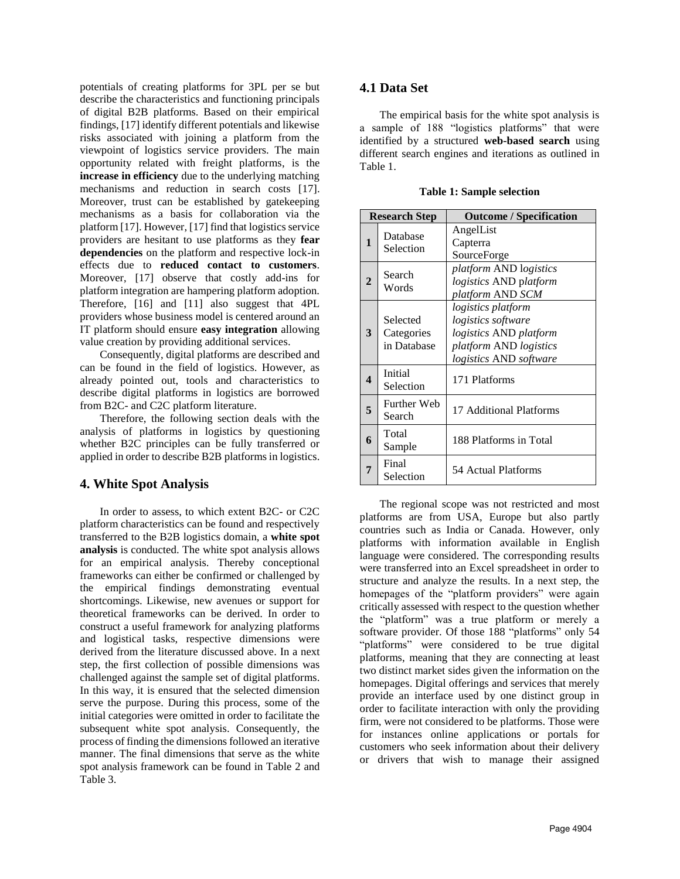potentials of creating platforms for 3PL per se but describe the characteristics and functioning principals of digital B2B platforms. Based on their empirical findings, [17] identify different potentials and likewise risks associated with joining a platform from the viewpoint of logistics service providers. The main opportunity related with freight platforms, is the **increase in efficiency** due to the underlying matching mechanisms and reduction in search costs [17]. Moreover, trust can be established by gatekeeping mechanisms as a basis for collaboration via the platform [17]. However, [17] find that logistics service providers are hesitant to use platforms as they **fear dependencies** on the platform and respective lock-in effects due to **reduced contact to customers**. Moreover, [17] observe that costly add-ins for platform integration are hampering platform adoption. Therefore, [16] and [11] also suggest that 4PL providers whose business model is centered around an IT platform should ensure **easy integration** allowing value creation by providing additional services.

Consequently, digital platforms are described and can be found in the field of logistics. However, as already pointed out, tools and characteristics to describe digital platforms in logistics are borrowed from B2C- and C2C platform literature.

Therefore, the following section deals with the analysis of platforms in logistics by questioning whether B2C principles can be fully transferred or applied in order to describe B2B platforms in logistics.

## 4. White Spot Analysis

In order to assess, to which extent B2C- or C2C platform characteristics can be found and respectively transferred to the B2B logistics domain, a **white spot analysis** is conducted. The white spot analysis allows for an empirical analysis. Thereby conceptional frameworks can either be confirmed or challenged by the empirical findings demonstrating eventual shortcomings. Likewise, new avenues or support for theoretical frameworks can be derived. In order to construct a useful framework for analyzing platforms and logistical tasks, respective dimensions were derived from the literature discussed above. In a next step, the first collection of possible dimensions was challenged against the sample set of digital platforms. In this way, it is ensured that the selected dimension serve the purpose. During this process, some of the initial categories were omitted in order to facilitate the subsequent white spot analysis. Consequently, the process of finding the dimensions followed an iterative manner. The final dimensions that serve as the white spot analysis framework can be found in Table 2 and Table 3.

### 4.1 Data Set

The empirical basis for the white spot analysis is a sample of 188 "logistics platforms" that were identified by a structured **web-based search** using different search engines and iterations as outlined in Table 1.

**Table 1: Sample selection**

| Research Step | | Outcome / Specification |
|---|---|---|
| **1** | Database Selection | AngelList<br>Capterra<br>SourceForge |
| **2** | Search Words | *platform* AND *logistics*<br>*logistics* AND *platform*<br>*platform* AND *SCM* |
| **3** | Selected Categories in Database | *logistics platform*<br>*logistics software*<br>*logistics* AND *platform*<br>*platform* AND *logistics*<br>*logistics* AND *software* |
| **4** | Initial Selection | 171 Platforms |
| **5** | Further Web Search | 17 Additional Platforms |
| **6** | Total Sample | 188 Platforms in Total |
| **7** | Final Selection | 54 Actual Platforms |

The regional scope was not restricted and most platforms are from USA, Europe but also partly countries such as India or Canada. However, only platforms with information available in English language were considered. The corresponding results were transferred into an Excel spreadsheet in order to structure and analyze the results. In a next step, the homepages of the "platform providers" were again critically assessed with respect to the question whether the "platform" was a true platform or merely a software provider. Of those 188 "platforms" only 54 "platforms" were considered to be true digital platforms, meaning that they are connecting at least two distinct market sides given the information on the homepages. Digital offerings and services that merely provide an interface used by one distinct group in order to facilitate interaction with only the providing firm, were not considered to be platforms. Those were for instances online applications or portals for customers who seek information about their delivery or drivers that wish to manage their assigned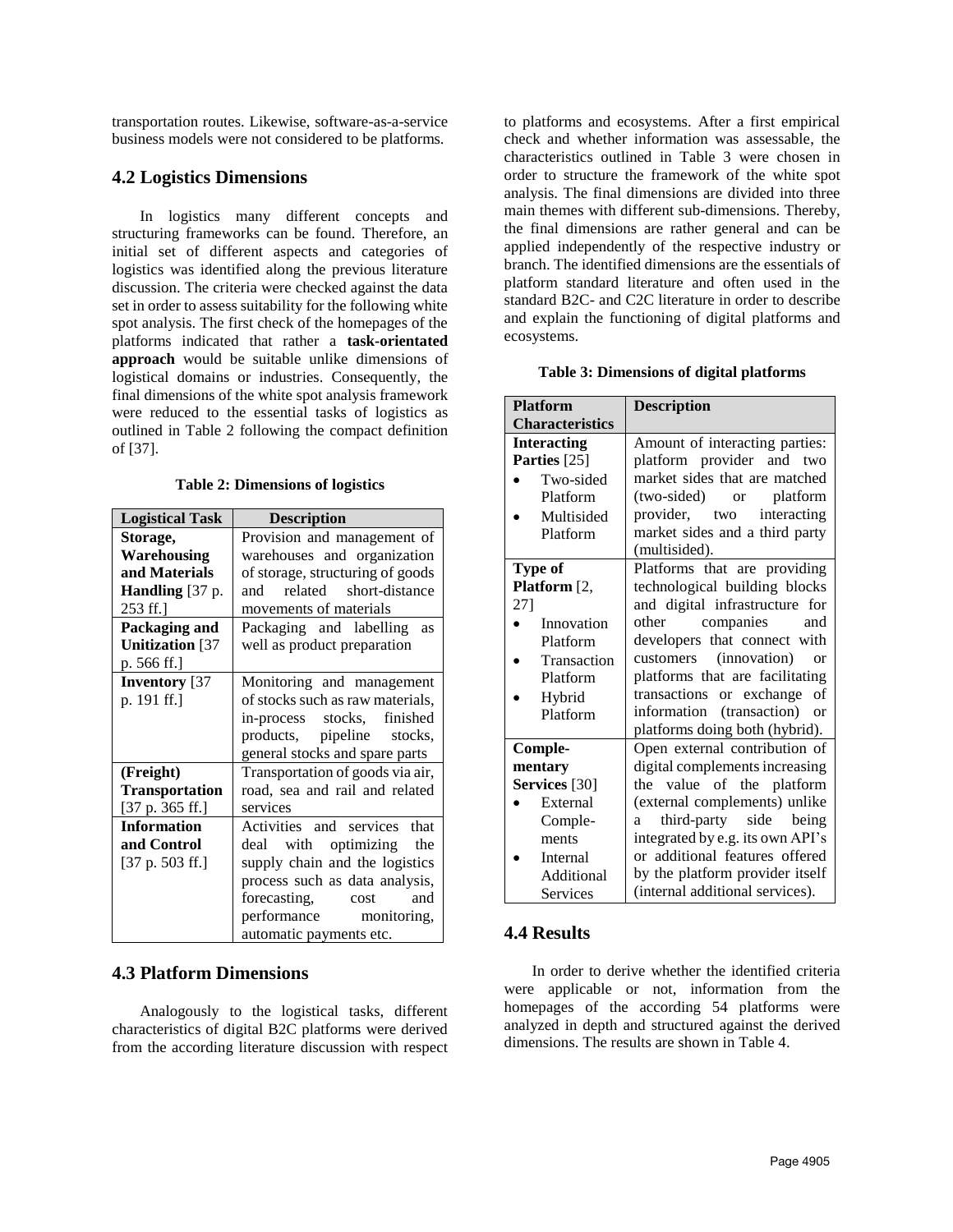transportation routes. Likewise, software-as-a-service business models were not considered to be platforms.

## 4.2 Logistics Dimensions

In logistics many different concepts and structuring frameworks can be found. Therefore, an initial set of different aspects and categories of logistics was identified along the previous literature discussion. The criteria were checked against the data set in order to assess suitability for the following white spot analysis. The first check of the homepages of the platforms indicated that rather a **task-orientated approach** would be suitable unlike dimensions of logistical domains or industries. Consequently, the final dimensions of the white spot analysis framework were reduced to the essential tasks of logistics as outlined in Table 2 following the compact definition of [37].

**Table 2: Dimensions of logistics**

| Logistical Task | Description |
|---|---|
| **Storage, Warehousing and Materials Handling** [37 p. 253 ff.] | Provision and management of warehouses and organization of storage, structuring of goods and related short-distance movements of materials |
| **Packaging and Unitization** [37 p. 566 ff.] | Packaging and labelling as well as product preparation |
| **Inventory** [37 p. 191 ff.] | Monitoring and management of stocks such as raw materials, in-process stocks, finished products, pipeline stocks, general stocks and spare parts |
| **(Freight) Transportation** [37 p. 365 ff.] | Transportation of goods via air, road, sea and rail and related services |
| **Information and Control** [37 p. 503 ff.] | Activities and services that deal with optimizing the supply chain and the logistics process such as data analysis, forecasting, cost and performance monitoring, automatic payments etc. |

## 4.3 Platform Dimensions

Analogously to the logistical tasks, different characteristics of digital B2C platforms were derived from the according literature discussion with respect to platforms and ecosystems. After a first empirical check and whether information was assessable, the characteristics outlined in Table 3 were chosen in order to structure the framework of the white spot analysis. The final dimensions are divided into three main themes with different sub-dimensions. Thereby, the final dimensions are rather general and can be applied independently of the respective industry or branch. The identified dimensions are the essentials of platform standard literature and often used in the standard B2C- and C2C literature in order to describe and explain the functioning of digital platforms and ecosystems.

**Table 3: Dimensions of digital platforms**

| Platform Characteristics | Description |
|---|---|
| **Interacting Parties** [25]<br>• Two-sided Platform<br>• Multisided Platform | Amount of interacting parties: platform provider and two market sides that are matched (two-sided) or platform provider, two interacting market sides and a third party (multisided). |
| **Type of Platform** [2, 27]<br>• Innovation Platform<br>• Transaction Platform<br>• Hybrid Platform | Platforms that are providing technological building blocks and digital infrastructure for other companies and developers that connect with customers (innovation) or platforms that are facilitating transactions or exchange of information (transaction) or platforms doing both (hybrid). |
| **Complementary Services** [30]<br>• External Complements<br>• Internal Additional Services | Open external contribution of digital complements increasing the value of the platform (external complements) unlike a third-party side being integrated by e.g. its own API's or additional features offered by the platform provider itself (internal additional services). |

## 4.4 Results

In order to derive whether the identified criteria were applicable or not, information from the homepages of the according 54 platforms were analyzed in depth and structured against the derived dimensions. The results are shown in Table 4.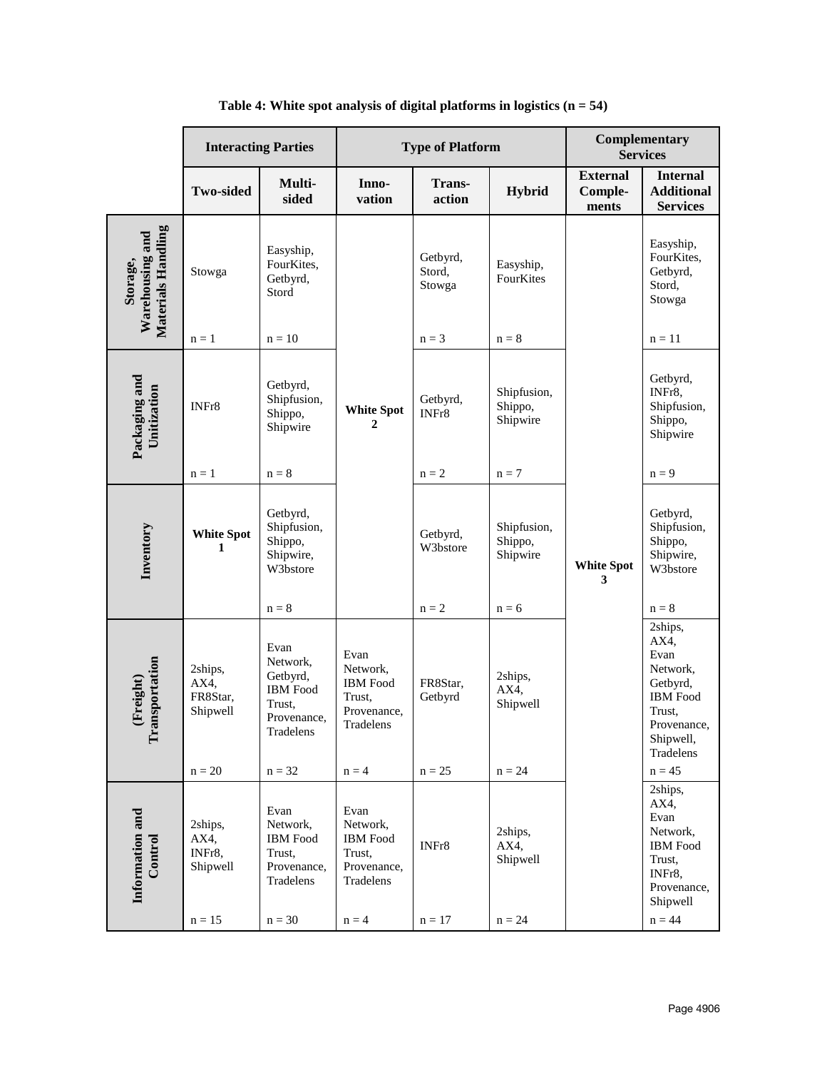**Table 4: White spot analysis of digital platforms in logistics (n = 54)**

| | Interacting Parties | | Type of Platform | | | Complementary Services | |
|---|---|---|---|---|---|---|---|
| | **Two-sided** | **Multi-sided** | **Innovation** | **Transaction** | **Hybrid** | **External Complements** | **Internal Additional Services** |
| **Storage, Warehousing and Materials Handling** | Stowga<br>n = 1 | Easyship, FourKites, Getbyrd, Stord<br>n = 10 | **White Spot 2** | Getbyrd, Stord, Stowga<br>n = 3 | Easyship, FourKites<br>n = 8 | **White Spot 3** | Easyship, FourKites, Getbyrd, Stord, Stowga<br>n = 11 |
| **Packaging and Unitization** | INFr8<br>n = 1 | Getbyrd, Shipfusion, Shippo, Shipwire<br>n = 8 | **White Spot 2** | Getbyrd, INFr8<br>n = 2 | Shipfusion, Shippo, Shipwire<br>n = 7 | **White Spot 3** | Getbyrd, INFr8, Shipfusion, Shippo, Shipwire<br>n = 9 |
| **Inventory** | **White Spot 1** | Getbyrd, Shipfusion, Shippo, Shipwire, W3bstore<br>n = 8 | **White Spot 2** | Getbyrd, W3bstore<br>n = 2 | Shipfusion, Shippo, Shipwire<br>n = 6 | **White Spot 3** | Getbyrd, Shipfusion, Shippo, Shipwire, W3bstore<br>n = 8 |
| **(Freight) Transportation** | 2ships, AX4, FR8Star, Shipwell<br>n = 20 | Evan Network, Getbyrd, IBM Food Trust, Provenance, Tradelens<br>n = 32 | Evan Network, IBM Food Trust, Provenance, Tradelens<br>n = 4 | FR8Star, Getbyrd<br>n = 25 | 2ships, AX4, Shipwell<br>n = 24 | **White Spot 3** | 2ships, AX4, Evan Network, Getbyrd, IBM Food Trust, Provenance, Shipwell, Tradelens<br>n = 45 |
| **Information and Control** | 2ships, AX4, INFr8, Shipwell<br>n = 15 | Evan Network, IBM Food Trust, Provenance, Tradelens<br>n = 30 | Evan Network, IBM Food Trust, Provenance, Tradelens<br>n = 4 | INFr8<br>n = 17 | 2ships, AX4, Shipwell<br>n = 24 | **White Spot 3** | 2ships, AX4, Evan Network, IBM Food Trust, INFr8, Provenance, Shipwell<br>n = 44 |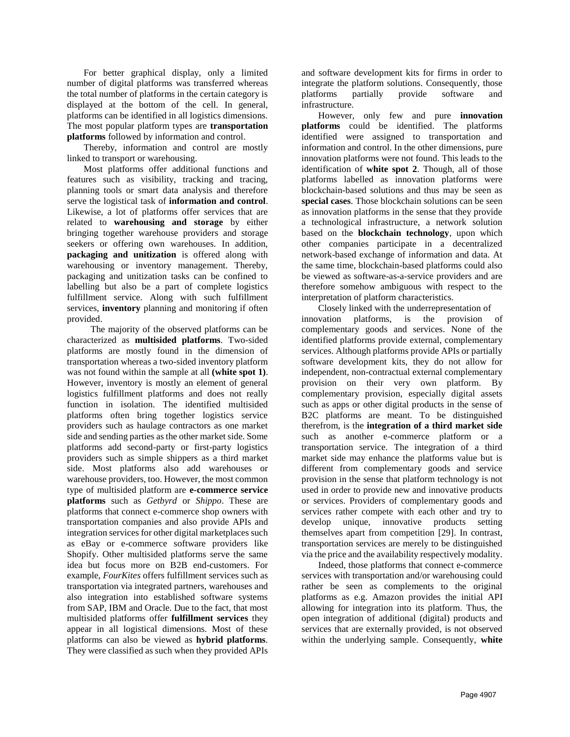For better graphical display, only a limited number of digital platforms was transferred whereas the total number of platforms in the certain category is displayed at the bottom of the cell. In general, platforms can be identified in all logistics dimensions. The most popular platform types are **transportation platforms** followed by information and control.

Thereby, information and control are mostly linked to transport or warehousing.

Most platforms offer additional functions and features such as visibility, tracking and tracing, planning tools or smart data analysis and therefore serve the logistical task of **information and control**. Likewise, a lot of platforms offer services that are related to **warehousing and storage** by either bringing together warehouse providers and storage seekers or offering own warehouses. In addition, **packaging and unitization** is offered along with warehousing or inventory management. Thereby, packaging and unitization tasks can be confined to labelling but also be a part of complete logistics fulfillment service. Along with such fulfillment services, **inventory** planning and monitoring if often provided.

The majority of the observed platforms can be characterized as **multisided platforms**. Two-sided platforms are mostly found in the dimension of transportation whereas a two-sided inventory platform was not found within the sample at all **(white spot 1)**. However, inventory is mostly an element of general logistics fulfillment platforms and does not really function in isolation. The identified multisided platforms often bring together logistics service providers such as haulage contractors as one market side and sending parties as the other market side. Some platforms add second-party or first-party logistics providers such as simple shippers as a third market side. Most platforms also add warehouses or warehouse providers, too. However, the most common type of multisided platform are **e-commerce service platforms** such as *Getbyrd* or *Shippo*. These are platforms that connect e-commerce shop owners with transportation companies and also provide APIs and integration services for other digital marketplaces such as eBay or e-commerce software providers like Shopify. Other multisided platforms serve the same idea but focus more on B2B end-customers. For example, *FourKites* offers fulfillment services such as transportation via integrated partners, warehouses and also integration into established software systems from SAP, IBM and Oracle. Due to the fact, that most multisided platforms offer **fulfillment services** they appear in all logistical dimensions. Most of these platforms can also be viewed as **hybrid platforms**. They were classified as such when they provided APIs and software development kits for firms in order to integrate the platform solutions. Consequently, those platforms partially provide software and infrastructure.

However, only few and pure **innovation platforms** could be identified. The platforms identified were assigned to transportation and information and control. In the other dimensions, pure innovation platforms were not found. This leads to the identification of **white spot 2**. Though, all of those platforms labelled as innovation platforms were blockchain-based solutions and thus may be seen as **special cases**. Those blockchain solutions can be seen as innovation platforms in the sense that they provide a technological infrastructure, a network solution based on the **blockchain technology**, upon which other companies participate in a decentralized network-based exchange of information and data. At the same time, blockchain-based platforms could also be viewed as software-as-a-service providers and are therefore somehow ambiguous with respect to the interpretation of platform characteristics.

Closely linked with the underrepresentation of innovation platforms, is the provision of complementary goods and services. None of the identified platforms provide external, complementary services. Although platforms provide APIs or partially software development kits, they do not allow for independent, non-contractual external complementary provision on their very own platform. By complementary provision, especially digital assets such as apps or other digital products in the sense of B2C platforms are meant. To be distinguished therefrom, is the **integration of a third market side** such as another e-commerce platform or a transportation service. The integration of a third market side may enhance the platforms value but is different from complementary goods and service provision in the sense that platform technology is not used in order to provide new and innovative products or services. Providers of complementary goods and services rather compete with each other and try to develop unique, innovative products setting themselves apart from competition [29]. In contrast, transportation services are merely to be distinguished via the price and the availability respectively modality.

Indeed, those platforms that connect e-commerce services with transportation and/or warehousing could rather be seen as complements to the original platforms as e.g. Amazon provides the initial API allowing for integration into its platform. Thus, the open integration of additional (digital) products and services that are externally provided, is not observed within the underlying sample. Consequently, **white**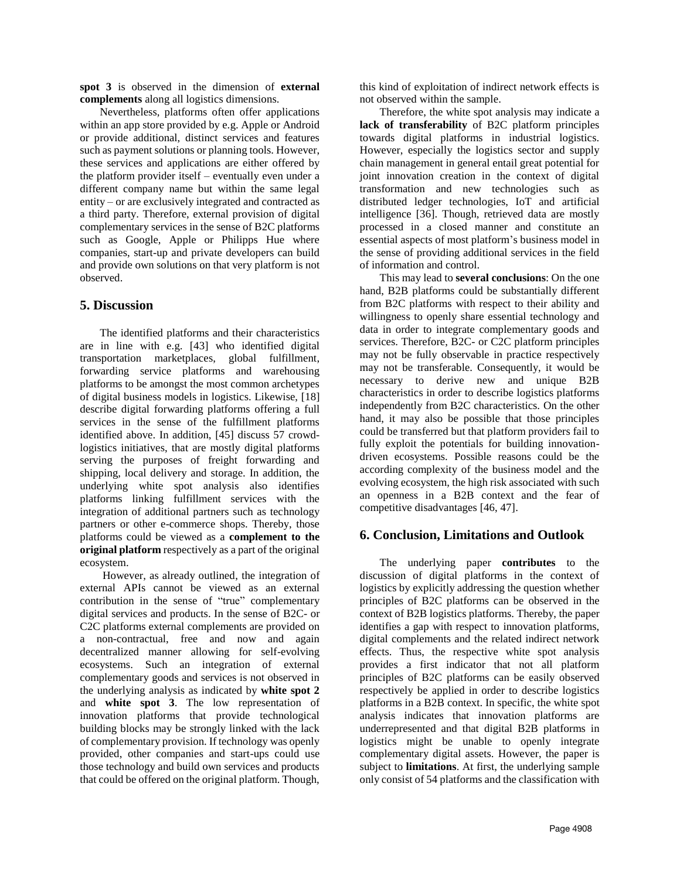**spot 3** is observed in the dimension of **external complements** along all logistics dimensions.

Nevertheless, platforms often offer applications within an app store provided by e.g. Apple or Android or provide additional, distinct services and features such as payment solutions or planning tools. However, these services and applications are either offered by the platform provider itself – eventually even under a different company name but within the same legal entity – or are exclusively integrated and contracted as a third party. Therefore, external provision of digital complementary services in the sense of B2C platforms such as Google, Apple or Philipps Hue where companies, start-up and private developers can build and provide own solutions on that very platform is not observed.

## 5. Discussion

The identified platforms and their characteristics are in line with e.g. [43] who identified digital transportation marketplaces, global fulfillment, forwarding service platforms and warehousing platforms to be amongst the most common archetypes of digital business models in logistics. Likewise, [18] describe digital forwarding platforms offering a full services in the sense of the fulfillment platforms identified above. In addition, [45] discuss 57 crowd-logistics initiatives, that are mostly digital platforms serving the purposes of freight forwarding and shipping, local delivery and storage. In addition, the underlying white spot analysis also identifies platforms linking fulfillment services with the integration of additional partners such as technology partners or other e-commerce shops. Thereby, those platforms could be viewed as a **complement to the original platform** respectively as a part of the original ecosystem.

However, as already outlined, the integration of external APIs cannot be viewed as an external contribution in the sense of "true" complementary digital services and products. In the sense of B2C- or C2C platforms external complements are provided on a non-contractual, free and now and again decentralized manner allowing for self-evolving ecosystems. Such an integration of external complementary goods and services is not observed in the underlying analysis as indicated by **white spot 2** and **white spot 3**. The low representation of innovation platforms that provide technological building blocks may be strongly linked with the lack of complementary provision. If technology was openly provided, other companies and start-ups could use those technology and build own services and products that could be offered on the original platform. Though, this kind of exploitation of indirect network effects is not observed within the sample.

Therefore, the white spot analysis may indicate a **lack of transferability** of B2C platform principles towards digital platforms in industrial logistics. However, especially the logistics sector and supply chain management in general entail great potential for joint innovation creation in the context of digital transformation and new technologies such as distributed ledger technologies, IoT and artificial intelligence [36]. Though, retrieved data are mostly processed in a closed manner and constitute an essential aspects of most platform's business model in the sense of providing additional services in the field of information and control.

This may lead to **several conclusions**: On the one hand, B2B platforms could be substantially different from B2C platforms with respect to their ability and willingness to openly share essential technology and data in order to integrate complementary goods and services. Therefore, B2C- or C2C platform principles may not be fully observable in practice respectively may not be transferable. Consequently, it would be necessary to derive new and unique B2B characteristics in order to describe logistics platforms independently from B2C characteristics. On the other hand, it may also be possible that those principles could be transferred but that platform providers fail to fully exploit the potentials for building innovation-driven ecosystems. Possible reasons could be the according complexity of the business model and the evolving ecosystem, the high risk associated with such an openness in a B2B context and the fear of competitive disadvantages [46, 47].

## 6. Conclusion, Limitations and Outlook

The underlying paper **contributes** to the discussion of digital platforms in the context of logistics by explicitly addressing the question whether principles of B2C platforms can be observed in the context of B2B logistics platforms. Thereby, the paper identifies a gap with respect to innovation platforms, digital complements and the related indirect network effects. Thus, the respective white spot analysis provides a first indicator that not all platform principles of B2C platforms can be easily observed respectively be applied in order to describe logistics platforms in a B2B context. In specific, the white spot analysis indicates that innovation platforms are underrepresented and that digital B2B platforms in logistics might be unable to openly integrate complementary digital assets. However, the paper is subject to **limitations**. At first, the underlying sample only consist of 54 platforms and the classification with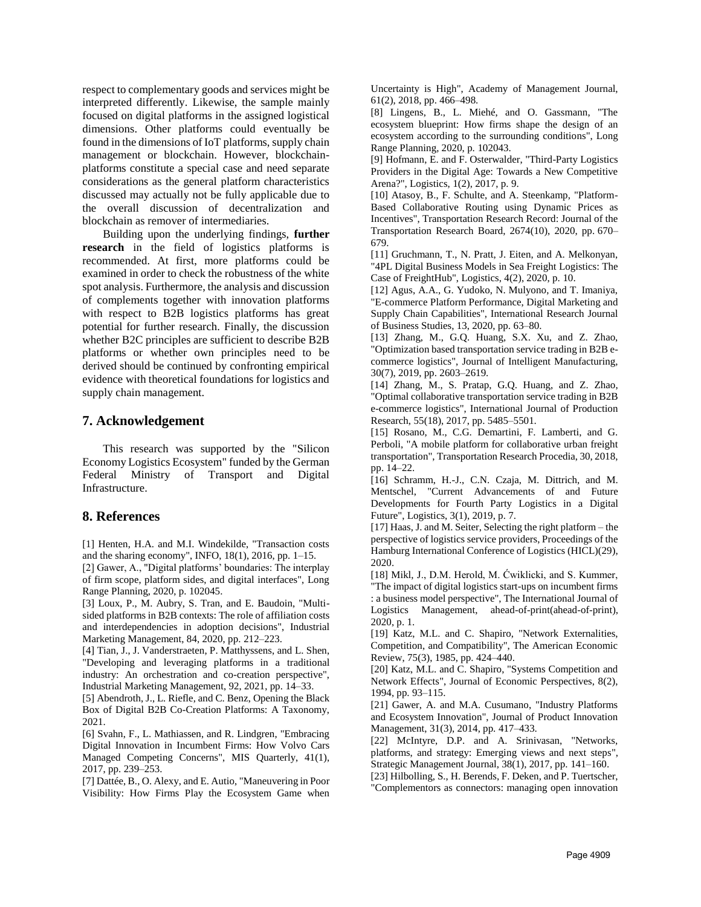respect to complementary goods and services might be interpreted differently. Likewise, the sample mainly focused on digital platforms in the assigned logistical dimensions. Other platforms could eventually be found in the dimensions of IoT platforms, supply chain management or blockchain. However, blockchain-platforms constitute a special case and need separate considerations as the general platform characteristics discussed may actually not be fully applicable due to the overall discussion of decentralization and blockchain as remover of intermediaries.

Building upon the underlying findings, **further research** in the field of logistics platforms is recommended. At first, more platforms could be examined in order to check the robustness of the white spot analysis. Furthermore, the analysis and discussion of complements together with innovation platforms with respect to B2B logistics platforms has great potential for further research. Finally, the discussion whether B2C principles are sufficient to describe B2B platforms or whether own principles need to be derived should be continued by confronting empirical evidence with theoretical foundations for logistics and supply chain management.

## 7. Acknowledgement

This research was supported by the "Silicon Economy Logistics Ecosystem" funded by the German Federal Ministry of Transport and Digital Infrastructure.

## 8. References

[1] Henten, H.A. and M.I. Windekilde, "Transaction costs and the sharing economy", INFO, 18(1), 2016, pp. 1–15.

[2] Gawer, A., "Digital platforms' boundaries: The interplay of firm scope, platform sides, and digital interfaces", Long Range Planning, 2020, p. 102045.

[3] Loux, P., M. Aubry, S. Tran, and E. Baudoin, "Multi-sided platforms in B2B contexts: The role of affiliation costs and interdependencies in adoption decisions", Industrial Marketing Management, 84, 2020, pp. 212–223.

[4] Tian, J., J. Vanderstraeten, P. Matthyssens, and L. Shen, "Developing and leveraging platforms in a traditional industry: An orchestration and co-creation perspective", Industrial Marketing Management, 92, 2021, pp. 14–33.

[5] Abendroth, J., L. Riefle, and C. Benz, Opening the Black Box of Digital B2B Co-Creation Platforms: A Taxonomy, 2021.

[6] Svahn, F., L. Mathiassen, and R. Lindgren, "Embracing Digital Innovation in Incumbent Firms: How Volvo Cars Managed Competing Concerns", MIS Quarterly, 41(1), 2017, pp. 239–253.

[7] Dattée, B., O. Alexy, and E. Autio, "Maneuvering in Poor Visibility: How Firms Play the Ecosystem Game when Uncertainty is High", Academy of Management Journal, 61(2), 2018, pp. 466–498.

[8] Lingens, B., L. Miehé, and O. Gassmann, "The ecosystem blueprint: How firms shape the design of an ecosystem according to the surrounding conditions", Long Range Planning, 2020, p. 102043.

[9] Hofmann, E. and F. Osterwalder, "Third-Party Logistics Providers in the Digital Age: Towards a New Competitive Arena?", Logistics, 1(2), 2017, p. 9.

[10] Atasoy, B., F. Schulte, and A. Steenkamp, "Platform-Based Collaborative Routing using Dynamic Prices as Incentives", Transportation Research Record: Journal of the Transportation Research Board, 2674(10), 2020, pp. 670–679.

[11] Gruchmann, T., N. Pratt, J. Eiten, and A. Melkonyan, "4PL Digital Business Models in Sea Freight Logistics: The Case of FreightHub", Logistics, 4(2), 2020, p. 10.

[12] Agus, A.A., G. Yudoko, N. Mulyono, and T. Imaniya, "E-commerce Platform Performance, Digital Marketing and Supply Chain Capabilities", International Research Journal of Business Studies, 13, 2020, pp. 63–80.

[13] Zhang, M., G.Q. Huang, S.X. Xu, and Z. Zhao, "Optimization based transportation service trading in B2B e-commerce logistics", Journal of Intelligent Manufacturing, 30(7), 2019, pp. 2603–2619.

[14] Zhang, M., S. Pratap, G.Q. Huang, and Z. Zhao, "Optimal collaborative transportation service trading in B2B e-commerce logistics", International Journal of Production Research, 55(18), 2017, pp. 5485–5501.

[15] Rosano, M., C.G. Demartini, F. Lamberti, and G. Perboli, "A mobile platform for collaborative urban freight transportation", Transportation Research Procedia, 30, 2018, pp. 14–22.

[16] Schramm, H.-J., C.N. Czaja, M. Dittrich, and M. Mentschel, "Current Advancements of and Future Developments for Fourth Party Logistics in a Digital Future", Logistics, 3(1), 2019, p. 7.

[17] Haas, J. and M. Seiter, Selecting the right platform – the perspective of logistics service providers, Proceedings of the Hamburg International Conference of Logistics (HICL)(29), 2020.

[18] Mikl, J., D.M. Herold, M. Ćwiklicki, and S. Kummer, "The impact of digital logistics start-ups on incumbent firms : a business model perspective", The International Journal of Logistics Management, ahead-of-print(ahead-of-print), 2020, p. 1.

[19] Katz, M.L. and C. Shapiro, "Network Externalities, Competition, and Compatibility", The American Economic Review, 75(3), 1985, pp. 424–440.

[20] Katz, M.L. and C. Shapiro, "Systems Competition and Network Effects", Journal of Economic Perspectives, 8(2), 1994, pp. 93–115.

[21] Gawer, A. and M.A. Cusumano, "Industry Platforms and Ecosystem Innovation", Journal of Product Innovation Management, 31(3), 2014, pp. 417–433.

[22] McIntyre, D.P. and A. Srinivasan, "Networks, platforms, and strategy: Emerging views and next steps", Strategic Management Journal, 38(1), 2017, pp. 141–160.

[23] Hilbolling, S., H. Berends, F. Deken, and P. Tuertscher, "Complementors as connectors: managing open innovation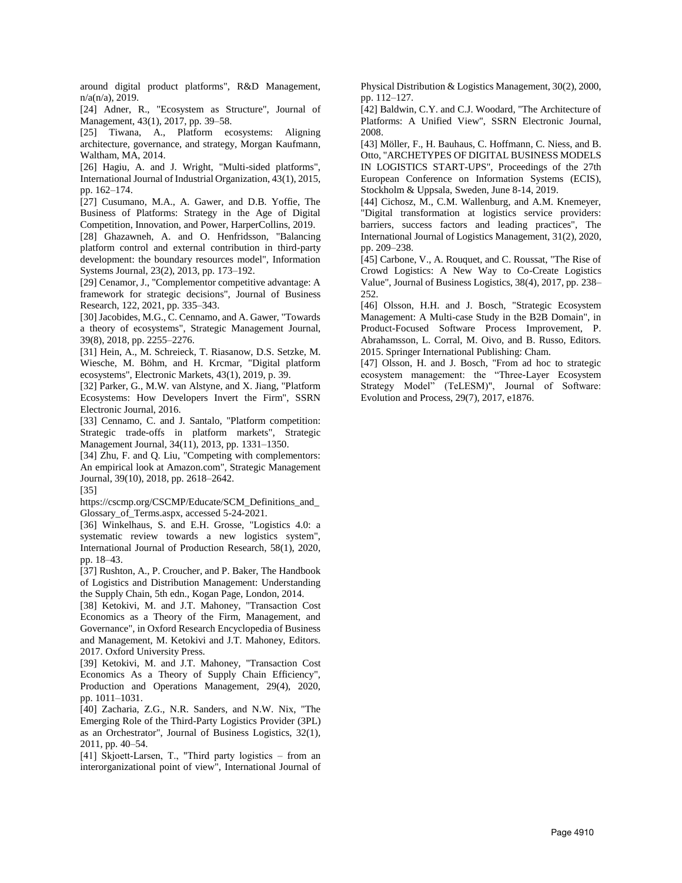around digital product platforms", R&D Management, n/a(n/a), 2019.

[24] Adner, R., "Ecosystem as Structure", Journal of Management, 43(1), 2017, pp. 39–58.

[25] Tiwana, A., Platform ecosystems: Aligning architecture, governance, and strategy, Morgan Kaufmann, Waltham, MA, 2014.

[26] Hagiu, A. and J. Wright, "Multi-sided platforms", International Journal of Industrial Organization, 43(1), 2015, pp. 162–174.

[27] Cusumano, M.A., A. Gawer, and D.B. Yoffie, The Business of Platforms: Strategy in the Age of Digital Competition, Innovation, and Power, HarperCollins, 2019.

[28] Ghazawneh, A. and O. Henfridsson, "Balancing platform control and external contribution in third-party development: the boundary resources model", Information Systems Journal, 23(2), 2013, pp. 173–192.

[29] Cenamor, J., "Complementor competitive advantage: A framework for strategic decisions", Journal of Business Research, 122, 2021, pp. 335–343.

[30] Jacobides, M.G., C. Cennamo, and A. Gawer, "Towards a theory of ecosystems", Strategic Management Journal, 39(8), 2018, pp. 2255–2276.

[31] Hein, A., M. Schreieck, T. Riasanow, D.S. Setzke, M. Wiesche, M. Böhm, and H. Krcmar, "Digital platform ecosystems", Electronic Markets, 43(1), 2019, p. 39.

[32] Parker, G., M.W. van Alstyne, and X. Jiang, "Platform Ecosystems: How Developers Invert the Firm", SSRN Electronic Journal, 2016.

[33] Cennamo, C. and J. Santalo, "Platform competition: Strategic trade-offs in platform markets", Strategic Management Journal, 34(11), 2013, pp. 1331–1350.

[34] Zhu, F. and Q. Liu, "Competing with complementors: An empirical look at Amazon.com", Strategic Management Journal, 39(10), 2018, pp. 2618–2642.

[35] https://cscmp.org/CSCMP/Educate/SCM_Definitions_and_Glossary_of_Terms.aspx, accessed 5-24-2021.

[36] Winkelhaus, S. and E.H. Grosse, "Logistics 4.0: a systematic review towards a new logistics system", International Journal of Production Research, 58(1), 2020, pp. 18–43.

[37] Rushton, A., P. Croucher, and P. Baker, The Handbook of Logistics and Distribution Management: Understanding the Supply Chain, 5th edn., Kogan Page, London, 2014.

[38] Ketokivi, M. and J.T. Mahoney, "Transaction Cost Economics as a Theory of the Firm, Management, and Governance", in Oxford Research Encyclopedia of Business and Management, M. Ketokivi and J.T. Mahoney, Editors. 2017. Oxford University Press.

[39] Ketokivi, M. and J.T. Mahoney, "Transaction Cost Economics As a Theory of Supply Chain Efficiency", Production and Operations Management, 29(4), 2020, pp. 1011–1031.

[40] Zacharia, Z.G., N.R. Sanders, and N.W. Nix, "The Emerging Role of the Third-Party Logistics Provider (3PL) as an Orchestrator", Journal of Business Logistics, 32(1), 2011, pp. 40–54.

[41] Skjoett-Larsen, T., "Third party logistics – from an interorganizational point of view", International Journal of Physical Distribution & Logistics Management, 30(2), 2000, pp. 112–127.

[42] Baldwin, C.Y. and C.J. Woodard, "The Architecture of Platforms: A Unified View", SSRN Electronic Journal, 2008.

[43] Möller, F., H. Bauhaus, C. Hoffmann, C. Niess, and B. Otto, "ARCHETYPES OF DIGITAL BUSINESS MODELS IN LOGISTICS START-UPS", Proceedings of the 27th European Conference on Information Systems (ECIS), Stockholm & Uppsala, Sweden, June 8-14, 2019.

[44] Cichosz, M., C.M. Wallenburg, and A.M. Knemeyer, "Digital transformation at logistics service providers: barriers, success factors and leading practices", The International Journal of Logistics Management, 31(2), 2020, pp. 209–238.

[45] Carbone, V., A. Rouquet, and C. Roussat, "The Rise of Crowd Logistics: A New Way to Co-Create Logistics Value", Journal of Business Logistics, 38(4), 2017, pp. 238–252.

[46] Olsson, H.H. and J. Bosch, "Strategic Ecosystem Management: A Multi-case Study in the B2B Domain", in Product-Focused Software Process Improvement, P. Abrahamsson, L. Corral, M. Oivo, and B. Russo, Editors. 2015. Springer International Publishing: Cham.

[47] Olsson, H. and J. Bosch, "From ad hoc to strategic ecosystem management: the "Three-Layer Ecosystem Strategy Model" (TeLESM)", Journal of Software: Evolution and Process, 29(7), 2017, e1876.